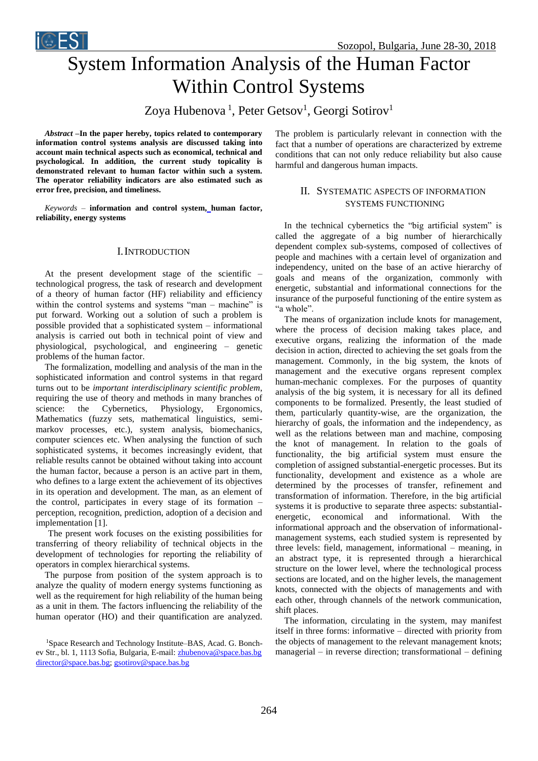# System Information Analysis of the Human Factor Within Control Systems

Zoya Hubenova [1], Peter Getsov[1], Georgi Sotirov[1]

***Abstract* –In the paper hereby, topics related to contemporary information control systems analysis are discussed taking into account main technical aspects such as economical, technical and psychological. In addition, the current study topicality is demonstrated relevant to human factor within such a system. The operator reliability indicators are also estimated such as error free, precision, and timeliness.**

*Keywords* – **information and control system, human factor, reliability, energy systems**

## I. Introduction

At the present development stage of the scientific – technological progress, the task of research and development of a theory of human factor (HF) reliability and efficiency within the control systems and systems "man – machine" is put forward. Working out a solution of such a problem is possible provided that a sophisticated system – informational analysis is carried out both in technical point of view and physiological, psychological, and engineering – genetic problems of the human factor.

The formalization, modelling and analysis of the man in the sophisticated information and control systems in that regard turns out to be *important interdisciplinary scientific problem*, requiring the use of theory and methods in many branches of science: the Cybernetics, Physiology, Ergonomics, Mathematics (fuzzy sets, mathematical linguistics, semi-markov processes, etc.), system analysis, biomechanics, computer sciences etc. When analysing the function of such sophisticated systems, it becomes increasingly evident, that reliable results cannot be obtained without taking into account the human factor, because a person is an active part in them, who defines to a large extent the achievement of its objectives in its operation and development. The man, as an element of the control, participates in every stage of its formation – perception, recognition, prediction, adoption of a decision and implementation [1].

The present work focuses on the existing possibilities for transferring of theory reliability of technical objects in the development of technologies for reporting the reliability of operators in complex hierarchical systems.

The purpose from position of the system approach is to analyze the quality of modern energy systems functioning as well as the requirement for high reliability of the human being as a unit in them. The factors influencing the reliability of the human operator (HO) and their quantification are analyzed. The problem is particularly relevant in connection with the fact that a number of operations are characterized by extreme conditions that can not only reduce reliability but also cause harmful and dangerous human impacts.

[1]Space Research and Technology Institute–BAS, Acad. G. Bonchev Str., bl. 1, 1113 Sofia, Bulgaria, E-mail: zhubenova@space.bas.bg director@space.bas.bg; gsotirov@space.bas.bg

## II. Systematic Aspects of Information Systems Functioning

In the technical cybernetics the "big artificial system" is called the aggregate of a big number of hierarchically dependent complex sub-systems, composed of collectives of people and machines with a certain level of organization and independency, united on the base of an active hierarchy of goals and means of the organization, commonly with energetic, substantial and informational connections for the insurance of the purposeful functioning of the entire system as "a whole".

The means of organization include knots for management, where the process of decision making takes place, and executive organs, realizing the information of the made decision in action, directed to achieving the set goals from the management. Commonly, in the big system, the knots of management and the executive organs represent complex human-mechanic complexes. For the purposes of quantity analysis of the big system, it is necessary for all its defined components to be formalized. Presently, the least studied of them, particularly quantity-wise, are the organization, the hierarchy of goals, the information and the independency, as well as the relations between man and machine, composing the knot of management. In relation to the goals of functionality, the big artificial system must ensure the completion of assigned substantial-energetic processes. But its functionality, development and existence as a whole are determined by the processes of transfer, refinement and transformation of information. Therefore, in the big artificial systems it is productive to separate three aspects: substantial-energetic, economical and informational. With the informational approach and the observation of informational-management systems, each studied system is represented by three levels: field, management, informational – meaning, in an abstract type, it is represented through a hierarchical structure on the lower level, where the technological process sections are located, and on the higher levels, the management knots, connected with the objects of managements and with each other, through channels of the network communication, shift places.

The information, circulating in the system, may manifest itself in three forms: informative – directed with priority from the objects of management to the relevant management knots; managerial – in reverse direction; transformational – defining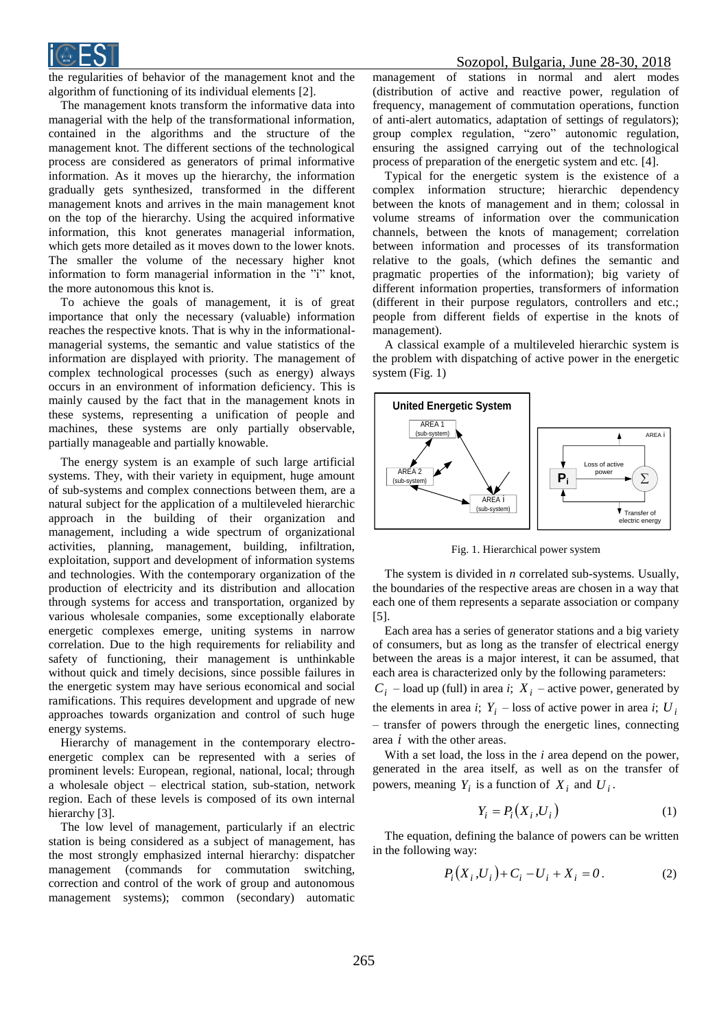the regularities of behavior of the management knot and the algorithm of functioning of its individual elements [2].

The management knots transform the informative data into managerial with the help of the transformational information, contained in the algorithms and the structure of the management knot. The different sections of the technological process are considered as generators of primal informative information. As it moves up the hierarchy, the information gradually gets synthesized, transformed in the different management knots and arrives in the main management knot on the top of the hierarchy. Using the acquired informative information, this knot generates managerial information, which gets more detailed as it moves down to the lower knots. The smaller the volume of the necessary higher knot information to form managerial information in the "i" knot, the more autonomous this knot is.

To achieve the goals of management, it is of great importance that only the necessary (valuable) information reaches the respective knots. That is why in the informational-managerial systems, the semantic and value statistics of the information are displayed with priority. The management of complex technological processes (such as energy) always occurs in an environment of information deficiency. This is mainly caused by the fact that in the management knots in these systems, representing a unification of people and machines, these systems are only partially observable, partially manageable and partially knowable.

The energy system is an example of such large artificial systems. They, with their variety in equipment, huge amount of sub-systems and complex connections between them, are a natural subject for the application of a multileveled hierarchic approach in the building of their organization and management, including a wide spectrum of organizational activities, planning, management, building, infiltration, exploitation, support and development of information systems and technologies. With the contemporary organization of the production of electricity and its distribution and allocation through systems for access and transportation, organized by various wholesale companies, some exceptionally elaborate energetic complexes emerge, uniting systems in narrow correlation. Due to the high requirements for reliability and safety of functioning, their management is unthinkable without quick and timely decisions, since possible failures in the energetic system may have serious economical and social ramifications. This requires development and upgrade of new approaches towards organization and control of such huge energy systems.

Hierarchy of management in the contemporary electro-energetic complex can be represented with a series of prominent levels: European, regional, national, local; through a wholesale object – electrical station, sub-station, network region. Each of these levels is composed of its own internal hierarchy [3].

The low level of management, particularly if an electric station is being considered as a subject of management, has the most strongly emphasized internal hierarchy: dispatcher management (commands for commutation switching, correction and control of the work of group and autonomous management systems); common (secondary) automatic management of stations in normal and alert modes (distribution of active and reactive power, regulation of frequency, management of commutation operations, function of anti-alert automatics, adaptation of settings of regulators); group complex regulation, "zero" autonomic regulation, ensuring the assigned carrying out of the technological process of preparation of the energetic system and etc. [4].

Typical for the energetic system is the existence of a complex information structure; hierarchic dependency between the knots of management and in them; colossal in volume streams of information over the communication channels, between the knots of management; correlation between information and processes of its transformation relative to the goals, (which defines the semantic and pragmatic properties of the information); big variety of different information properties, transformers of information (different in their purpose regulators, controllers and etc.; people from different fields of expertise in the knots of management).

A classical example of a multileveled hierarchic system is the problem with dispatching of active power in the energetic system (Fig. 1)

Fig. 1. Hierarchical power system

The system is divided in *n* correlated sub-systems. Usually, the boundaries of the respective areas are chosen in a way that each one of them represents a separate association or company [5].

Each area has a series of generator stations and a big variety of consumers, but as long as the transfer of electrical energy between the areas is a major interest, it can be assumed, that each area is characterized only by the following parameters: $C_i$ – load up (full) in area *i*; $X_i$ – active power, generated by the elements in area *i*; $Y_i$ – loss of active power in area *i*; $U_i$ – transfer of powers through the energetic lines, connecting area $i$ with the other areas.

With a set load, the loss in the *i* area depend on the power, generated in the area itself, as well as on the transfer of powers, meaning $Y_i$ is a function of $X_i$ and $U_i$.

$$Y_i = P_i(X_i, U_i) \tag{1}$$

The equation, defining the balance of powers can be written in the following way:

$$P_i(X_i, U_i) + C_i - U_i + X_i = 0. \tag{2}$$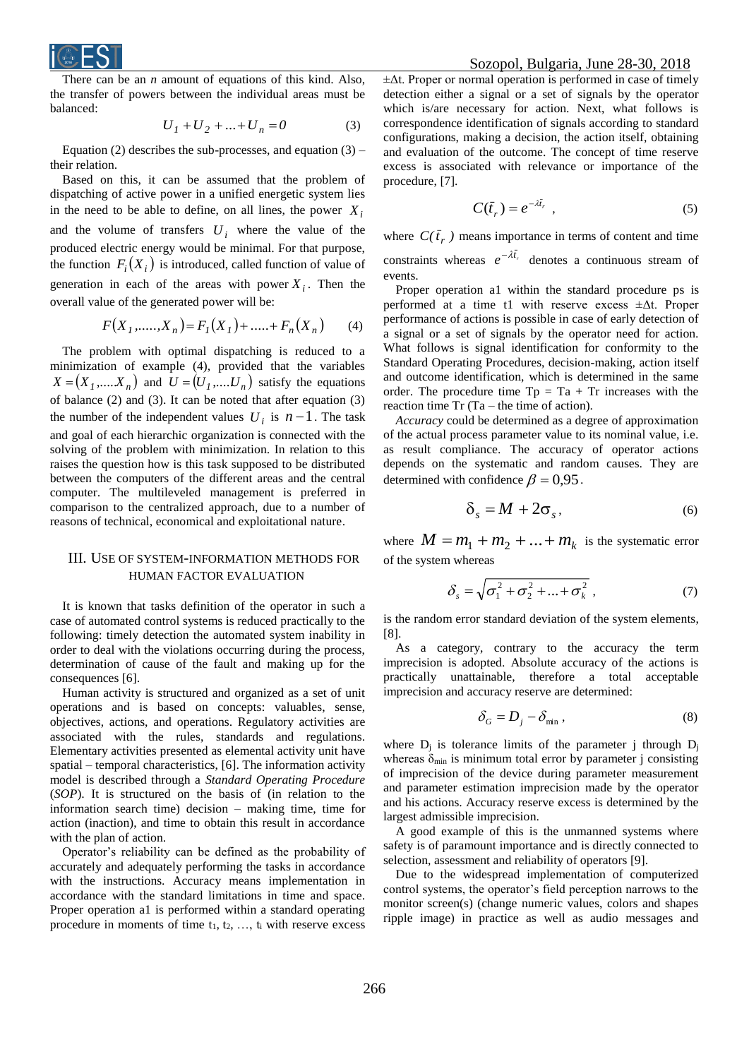There can be an *n* amount of equations of this kind. Also, the transfer of powers between the individual areas must be balanced:

$$U_1 + U_2 + ... + U_n = 0 \tag{3}$$

Equation (2) describes the sub-processes, and equation (3) – their relation.

Based on this, it can be assumed that the problem of dispatching of active power in a unified energetic system lies in the need to be able to define, on all lines, the power $X_i$ and the volume of transfers $U_i$ where the value of the produced electric energy would be minimal. For that purpose, the function $F_i(X_i)$ is introduced, called function of value of generation in each of the areas with power $X_i$. Then the overall value of the generated power will be:

$$F(X_1,.....,X_n) = F_1(X_1) + ..... + F_n(X_n) \tag{4}$$

The problem with optimal dispatching is reduced to a minimization of example (4), provided that the variables $X = (X_1,....X_n)$ and $U = (U_1,....U_n)$ satisfy the equations of balance (2) and (3). It can be noted that after equation (3) the number of the independent values $U_i$ is $n-1$. The task and goal of each hierarchic organization is connected with the solving of the problem with minimization. In relation to this raises the question how is this task supposed to be distributed between the computers of the different areas and the central computer. The multileveled management is preferred in comparison to the centralized approach, due to a number of reasons of technical, economical and exploitational nature.

## III. Use of System-Information Methods for Human Factor Evaluation

It is known that tasks definition of the operator in such a case of automated control systems is reduced practically to the following: timely detection the automated system inability in order to deal with the violations occurring during the process, determination of cause of the fault and making up for the consequences [6].

Human activity is structured and organized as a set of unit operations and is based on concepts: valuables, sense, objectives, actions, and operations. Regulatory activities are associated with the rules, standards and regulations. Elementary activities presented as elemental activity unit have spatial – temporal characteristics, [6]. The information activity model is described through a *Standard Operating Procedure* (*SOP*). It is structured on the basis of (in relation to the information search time) decision – making time, time for action (inaction), and time to obtain this result in accordance with the plan of action.

Operator's reliability can be defined as the probability of accurately and adequately performing the tasks in accordance with the instructions. Accuracy means implementation in accordance with the standard limitations in time and space. Proper operation a1 is performed within a standard operating procedure in moments of time $t_1, t_2, …, t_i$ with reserve excess $\pm\Delta t$. Proper or normal operation is performed in case of timely detection either a signal or a set of signals by the operator which is/are necessary for action. Next, what follows is correspondence identification of signals according to standard configurations, making a decision, the action itself, obtaining and evaluation of the outcome. The concept of time reserve excess is associated with relevance or importance of the procedure, [7].

$$C(\bar{t}_r) = e^{-\lambda \bar{t}_r}, \tag{5}$$

where $C(\bar{t}_r)$ means importance in terms of content and time constraints whereas $e^{-\lambda \bar{t}_r}$ denotes a continuous stream of events.

Proper operation a1 within the standard procedure ps is performed at a time t1 with reserve excess $\pm\Delta t$. Proper performance of actions is possible in case of early detection of a signal or a set of signals by the operator need for action. What follows is signal identification for conformity to the Standard Operating Procedures, decision-making, action itself and outcome identification, which is determined in the same order. The procedure time Tp = Ta + Tr increases with the reaction time Tr (Ta – the time of action).

*Accuracy* could be determined as a degree of approximation of the actual process parameter value to its nominal value, i.e. as result compliance. The accuracy of operator actions depends on the systematic and random causes. They are determined with confidence $\beta = 0{,}95$.

$$\delta_s = M + 2\sigma_s, \tag{6}$$

where $M = m_1 + m_2 + ... + m_k$ is the systematic error of the system whereas

$$\delta_s = \sqrt{\sigma_1^2 + \sigma_2^2 + ... + \sigma_k^2}, \tag{7}$$

is the random error standard deviation of the system elements, [8].

As a category, contrary to the accuracy the term imprecision is adopted. Absolute accuracy of the actions is practically unattainable, therefore a total acceptable imprecision and accuracy reserve are determined:

$$\delta_G = D_j - \delta_{\min}, \tag{8}$$

where $D_j$ is tolerance limits of the parameter j through $D_j$ whereas $\delta_{\min}$ is minimum total error by parameter j consisting of imprecision of the device during parameter measurement and parameter estimation imprecision made by the operator and his actions. Accuracy reserve excess is determined by the largest admissible imprecision.

A good example of this is the unmanned systems where safety is of paramount importance and is directly connected to selection, assessment and reliability of operators [9].

Due to the widespread implementation of computerized control systems, the operator's field perception narrows to the monitor screen(s) (change numeric values, colors and shapes ripple image) in practice as well as audio messages and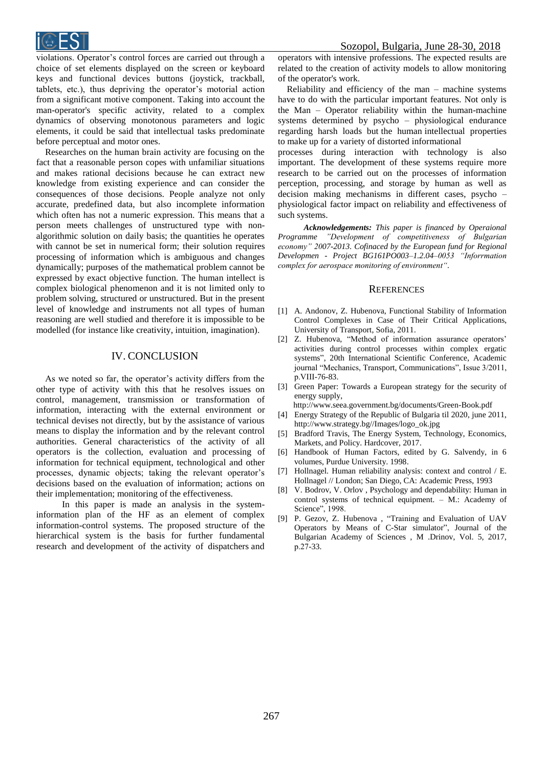violations. Operator's control forces are carried out through a choice of set elements displayed on the screen or keyboard keys and functional devices buttons (joystick, trackball, tablets, etc.), thus depriving the operator's motorial action from a significant motive component. Taking into account the man-operator's specific activity, related to a complex dynamics of observing monotonous parameters and logic elements, it could be said that intellectual tasks predominate before perceptual and motor ones.

Researches on the human brain activity are focusing on the fact that a reasonable person copes with unfamiliar situations and makes rational decisions because he can extract new knowledge from existing experience and can consider the consequences of those decisions. People analyze not only accurate, predefined data, but also incomplete information which often has not a numeric expression. This means that a person meets challenges of unstructured type with non-algorithmic solution on daily basis; the quantities he operates with cannot be set in numerical form; their solution requires processing of information which is ambiguous and changes dynamically; purposes of the mathematical problem cannot be expressed by exact objective function. The human intellect is complex biological phenomenon and it is not limited only to problem solving, structured or unstructured. But in the present level of knowledge and instruments not all types of human reasoning are well studied and therefore it is impossible to be modelled (for instance like creativity, intuition, imagination).

## IV. CONCLUSION

As we noted so far, the operator's activity differs from the other type of activity with this that he resolves issues on control, management, transmission or transformation of information, interacting with the external environment or technical devises not directly, but by the assistance of various means to display the information and by the relevant control authorities. General characteristics of the activity of all operators is the collection, evaluation and processing of information for technical equipment, technological and other processes, dynamic objects; taking the relevant operator's decisions based on the evaluation of information; actions on their implementation; monitoring of the effectiveness.

In this paper is made an analysis in the system-information plan of the HF as an element of complex information-control systems. The proposed structure of the hierarchical system is the basis for further fundamental research and development of the activity of dispatchers and operators with intensive professions. The expected results are related to the creation of activity models to allow monitoring of the operator's work.

Reliability and efficiency of the man – machine systems have to do with the particular important features. Not only is the Man – Operator reliability within the human-machine systems determined by psycho – physiological endurance regarding harsh loads but the human intellectual properties to make up for a variety of distorted informational processes during interaction with technology is also important. The development of these systems require more research to be carried out on the processes of information perception, processing, and storage by human as well as decision making mechanisms in different cases, psycho – physiological factor impact on reliability and effectiveness of such systems.

***Acknowledgements:*** *This paper is financed by Operaional Programme "Development of competitiveness of Bulgarian economy" 2007-2013. Cofinaced by the European fund for Regional Developmen - Project BG161PO003–1.2.04–0053 "Inforrmation complex for aerospace monitoring of environment".*

## REFERENCES

[1] A. Andonov, Z. Hubenova, Functional Stability of Information Control Complexes in Case of Their Critical Applications, University of Transport, Sofia, 2011.

[2] Z. Hubenova, "Method of information assurance operators' activities during control processes within complex ergatic systems", 20th International Scientific Conference, Academic journal "Mechanics, Transport, Communications", Issue 3/2011, p.VIII-76-83.

[3] Green Paper: Towards a European strategy for the security of energy supply, http://www.seea.government.bg/documents/Green-Book.pdf

[4] Energy Strategy of the Republic of Bulgaria til 2020, june 2011, http://www.strategy.bg//Images/logo_ok.jpg

[5] Bradford Travis, The Energy System, Technology, Economics, Markets, and Policy. Hardcover, 2017.

[6] Handbook of Human Factors, edited by G. Salvendy, in 6 volumes, Purdue University. 1998.

[7] Hollnagel. Human reliability analysis: context and control / E. Hollnagel // London; San Diego, CA: Academic Press, 1993

[8] V. Bodrov, V. Orlov , Psychology and dependability: Human in control systems of technical equipment. – M.: Academy of Science", 1998.

[9] P. Gezov, Z. Hubenova , "Training and Evaluation of UAV Operators by Means of C-Star simulator", Journal of the Bulgarian Academy of Sciences , M .Drinov, Vol. 5, 2017, p.27-33.